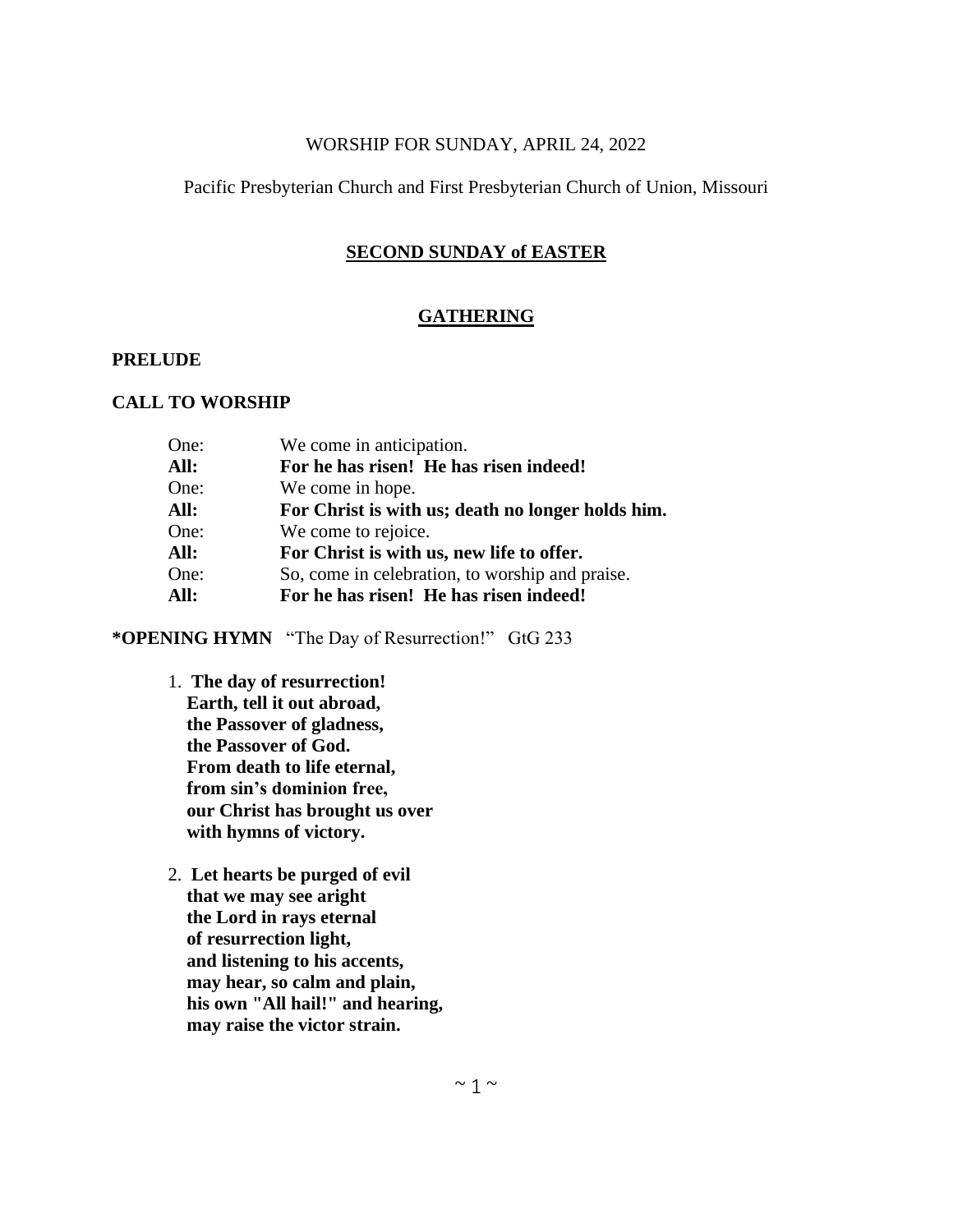WORSHIP FOR SUNDAY, APRIL 24, 2022

Pacific Presbyterian Church and First Presbyterian Church of Union, Missouri

## SECOND SUNDAY of EASTER

## GATHERING

**PRELUDE**

**CALL TO WORSHIP**

One: We come in anticipation.
**All: For he has risen! He has risen indeed!**
One: We come in hope.
**All: For Christ is with us; death no longer holds him.**
One: We come to rejoice.
**All: For Christ is with us, new life to offer.**
One: So, come in celebration, to worship and praise.
**All: For he has risen! He has risen indeed!**

**\*OPENING HYMN** "The Day of Resurrection!" GtG 233

1. **The day of resurrection!
Earth, tell it out abroad,
the Passover of gladness,
the Passover of God.
From death to life eternal,
from sin's dominion free,
our Christ has brought us over
with hymns of victory.**

2. **Let hearts be purged of evil
that we may see aright
the Lord in rays eternal
of resurrection light,
and listening to his accents,
may hear, so calm and plain,
his own "All hail!" and hearing,
may raise the victor strain.**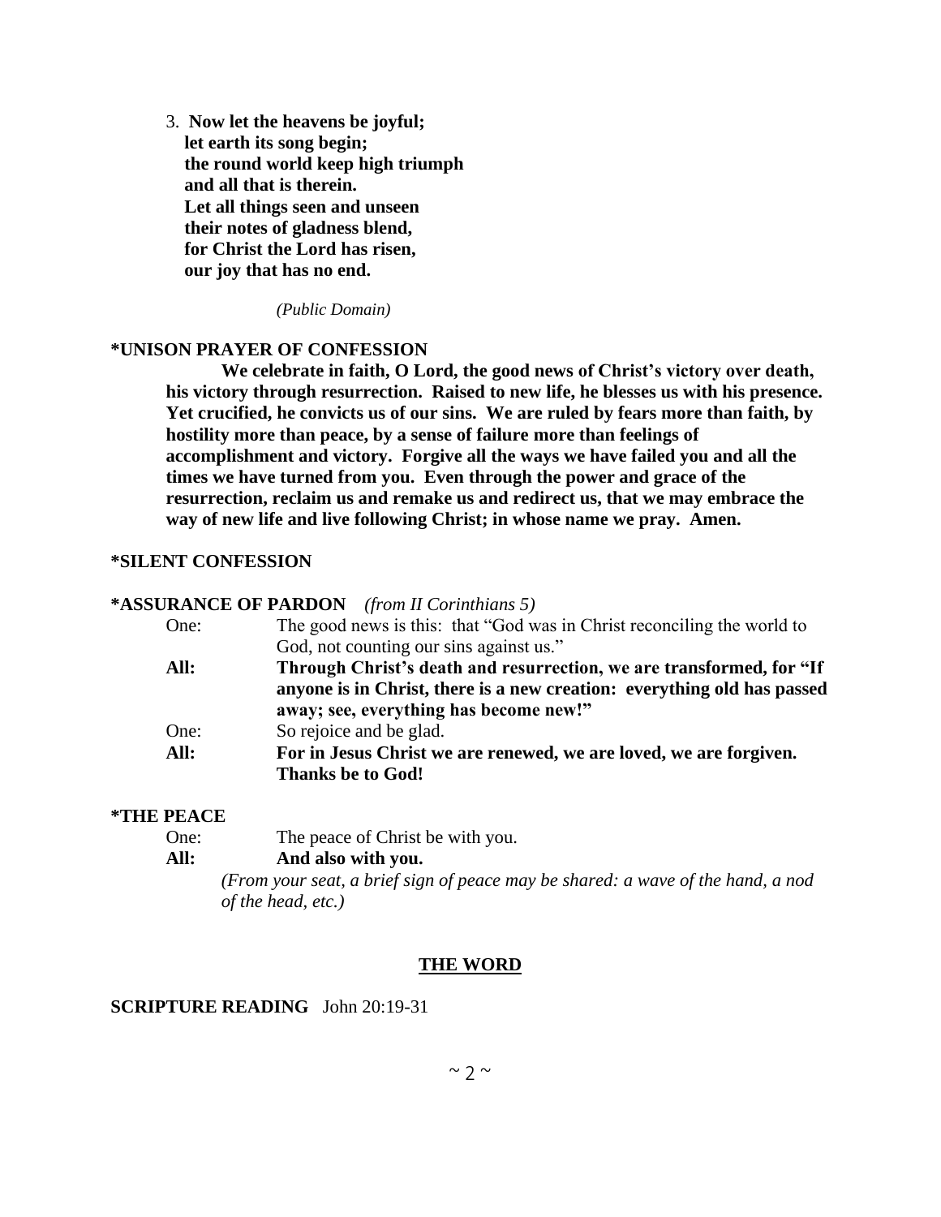3. **Now let the heavens be joyful;**
   **let earth its song begin;**
   **the round world keep high triumph**
   **and all that is therein.**
   **Let all things seen and unseen**
   **their notes of gladness blend,**
   **for Christ the Lord has risen,**
   **our joy that has no end.**

*(Public Domain)*

**\*UNISON PRAYER OF CONFESSION**

**We celebrate in faith, O Lord, the good news of Christ's victory over death, his victory through resurrection. Raised to new life, he blesses us with his presence. Yet crucified, he convicts us of our sins. We are ruled by fears more than faith, by hostility more than peace, by a sense of failure more than feelings of accomplishment and victory. Forgive all the ways we have failed you and all the times we have turned from you. Even through the power and grace of the resurrection, reclaim us and remake us and redirect us, that we may embrace the way of new life and live following Christ; in whose name we pray. Amen.**

**\*SILENT CONFESSION**

**\*ASSURANCE OF PARDON** *(from II Corinthians 5)*

One: The good news is this: that "God was in Christ reconciling the world to God, not counting our sins against us."

**All: Through Christ's death and resurrection, we are transformed, for "If anyone is in Christ, there is a new creation: everything old has passed away; see, everything has become new!"**

One: So rejoice and be glad.

**All: For in Jesus Christ we are renewed, we are loved, we are forgiven. Thanks be to God!**

**\*THE PEACE**

One: The peace of Christ be with you.

**All: And also with you.**

*(From your seat, a brief sign of peace may be shared: a wave of the hand, a nod of the head, etc.)*

## THE WORD

**SCRIPTURE READING** John 20:19-31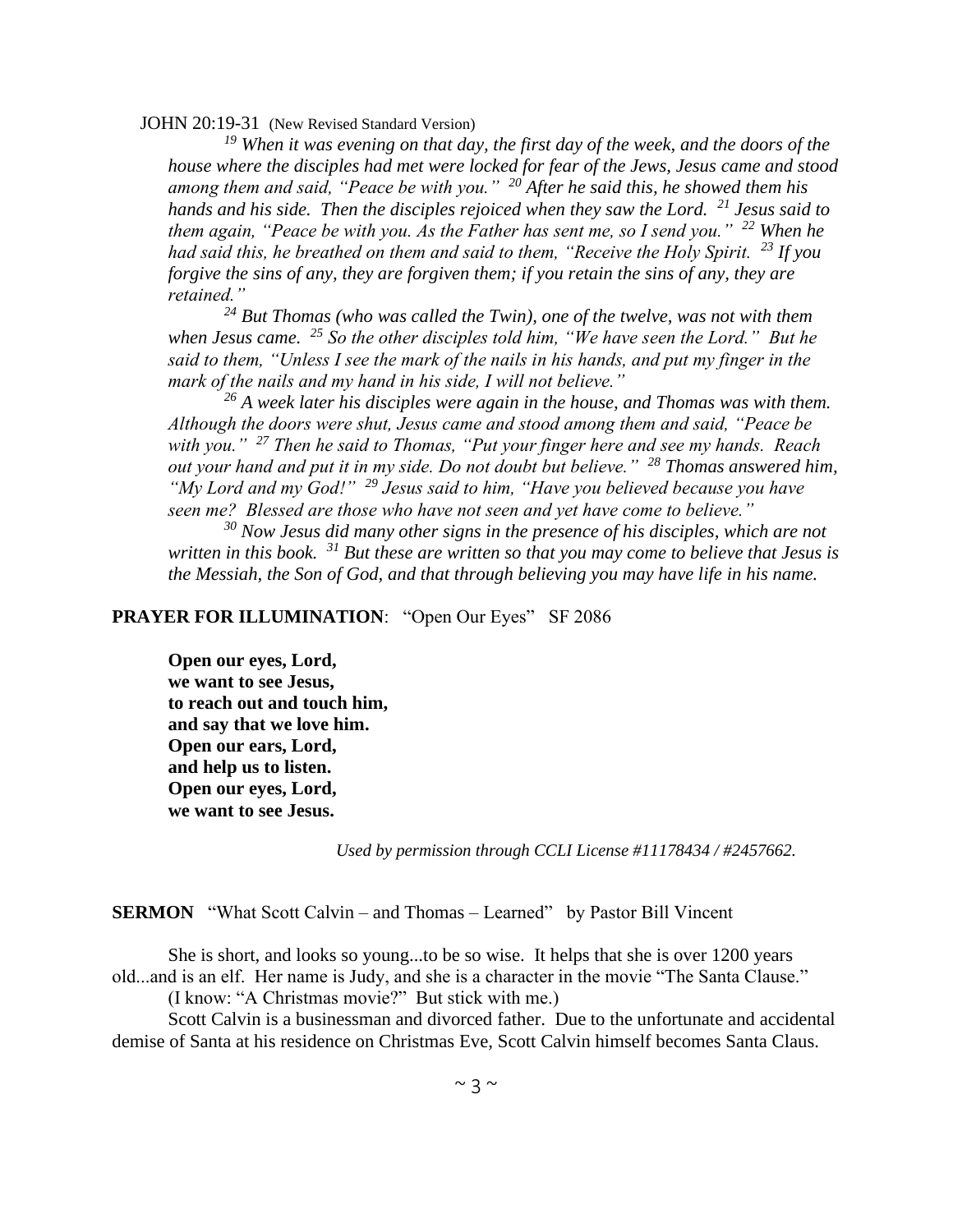JOHN 20:19-31 (New Revised Standard Version)

*[19] When it was evening on that day, the first day of the week, and the doors of the house where the disciples had met were locked for fear of the Jews, Jesus came and stood among them and said, "Peace be with you." [20] After he said this, he showed them his hands and his side. Then the disciples rejoiced when they saw the Lord. [21] Jesus said to them again, "Peace be with you. As the Father has sent me, so I send you." [22] When he had said this, he breathed on them and said to them, "Receive the Holy Spirit. [23] If you forgive the sins of any, they are forgiven them; if you retain the sins of any, they are retained."*

*[24] But Thomas (who was called the Twin), one of the twelve, was not with them when Jesus came. [25] So the other disciples told him, "We have seen the Lord." But he said to them, "Unless I see the mark of the nails in his hands, and put my finger in the mark of the nails and my hand in his side, I will not believe."*

*[26] A week later his disciples were again in the house, and Thomas was with them. Although the doors were shut, Jesus came and stood among them and said, "Peace be with you." [27] Then he said to Thomas, "Put your finger here and see my hands. Reach out your hand and put it in my side. Do not doubt but believe." [28] Thomas answered him, "My Lord and my God!" [29] Jesus said to him, "Have you believed because you have seen me? Blessed are those who have not seen and yet have come to believe."*

*[30] Now Jesus did many other signs in the presence of his disciples, which are not written in this book. [31] But these are written so that you may come to believe that Jesus is the Messiah, the Son of God, and that through believing you may have life in his name.*

**PRAYER FOR ILLUMINATION**: "Open Our Eyes" SF 2086

**Open our eyes, Lord,**
**we want to see Jesus,**
**to reach out and touch him,**
**and say that we love him.**
**Open our ears, Lord,**
**and help us to listen.**
**Open our eyes, Lord,**
**we want to see Jesus.**

*Used by permission through CCLI License #11178434 / #2457662.*

**SERMON** "What Scott Calvin – and Thomas – Learned" by Pastor Bill Vincent

She is short, and looks so young...to be so wise. It helps that she is over 1200 years old...and is an elf. Her name is Judy, and she is a character in the movie "The Santa Clause."

(I know: "A Christmas movie?" But stick with me.)

Scott Calvin is a businessman and divorced father. Due to the unfortunate and accidental demise of Santa at his residence on Christmas Eve, Scott Calvin himself becomes Santa Claus.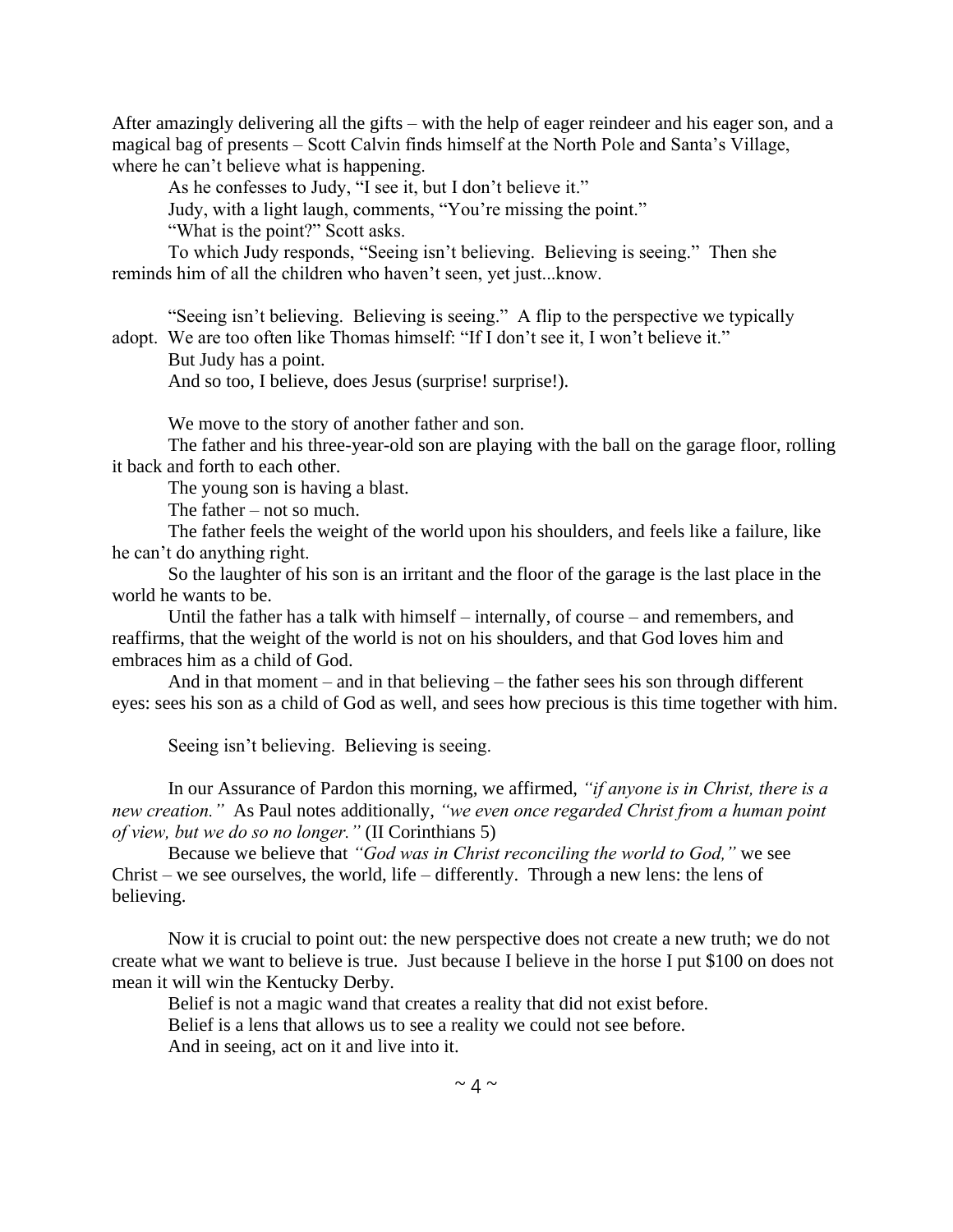After amazingly delivering all the gifts – with the help of eager reindeer and his eager son, and a magical bag of presents – Scott Calvin finds himself at the North Pole and Santa's Village, where he can't believe what is happening.

As he confesses to Judy, "I see it, but I don't believe it."

Judy, with a light laugh, comments, "You're missing the point."

"What is the point?" Scott asks.

To which Judy responds, "Seeing isn't believing. Believing is seeing." Then she reminds him of all the children who haven't seen, yet just...know.

"Seeing isn't believing. Believing is seeing." A flip to the perspective we typically adopt. We are too often like Thomas himself: "If I don't see it, I won't believe it."

But Judy has a point.

And so too, I believe, does Jesus (surprise! surprise!).

We move to the story of another father and son.

The father and his three-year-old son are playing with the ball on the garage floor, rolling it back and forth to each other.

The young son is having a blast.

The father – not so much.

The father feels the weight of the world upon his shoulders, and feels like a failure, like he can't do anything right.

So the laughter of his son is an irritant and the floor of the garage is the last place in the world he wants to be.

Until the father has a talk with himself – internally, of course – and remembers, and reaffirms, that the weight of the world is not on his shoulders, and that God loves him and embraces him as a child of God.

And in that moment – and in that believing – the father sees his son through different eyes: sees his son as a child of God as well, and sees how precious is this time together with him.

Seeing isn't believing. Believing is seeing.

In our Assurance of Pardon this morning, we affirmed, *"if anyone is in Christ, there is a new creation."* As Paul notes additionally, *"we even once regarded Christ from a human point of view, but we do so no longer."* (II Corinthians 5)

Because we believe that *"God was in Christ reconciling the world to God,"* we see Christ – we see ourselves, the world, life – differently. Through a new lens: the lens of believing.

Now it is crucial to point out: the new perspective does not create a new truth; we do not create what we want to believe is true. Just because I believe in the horse I put $100 on does not mean it will win the Kentucky Derby.

Belief is not a magic wand that creates a reality that did not exist before.

Belief is a lens that allows us to see a reality we could not see before.

And in seeing, act on it and live into it.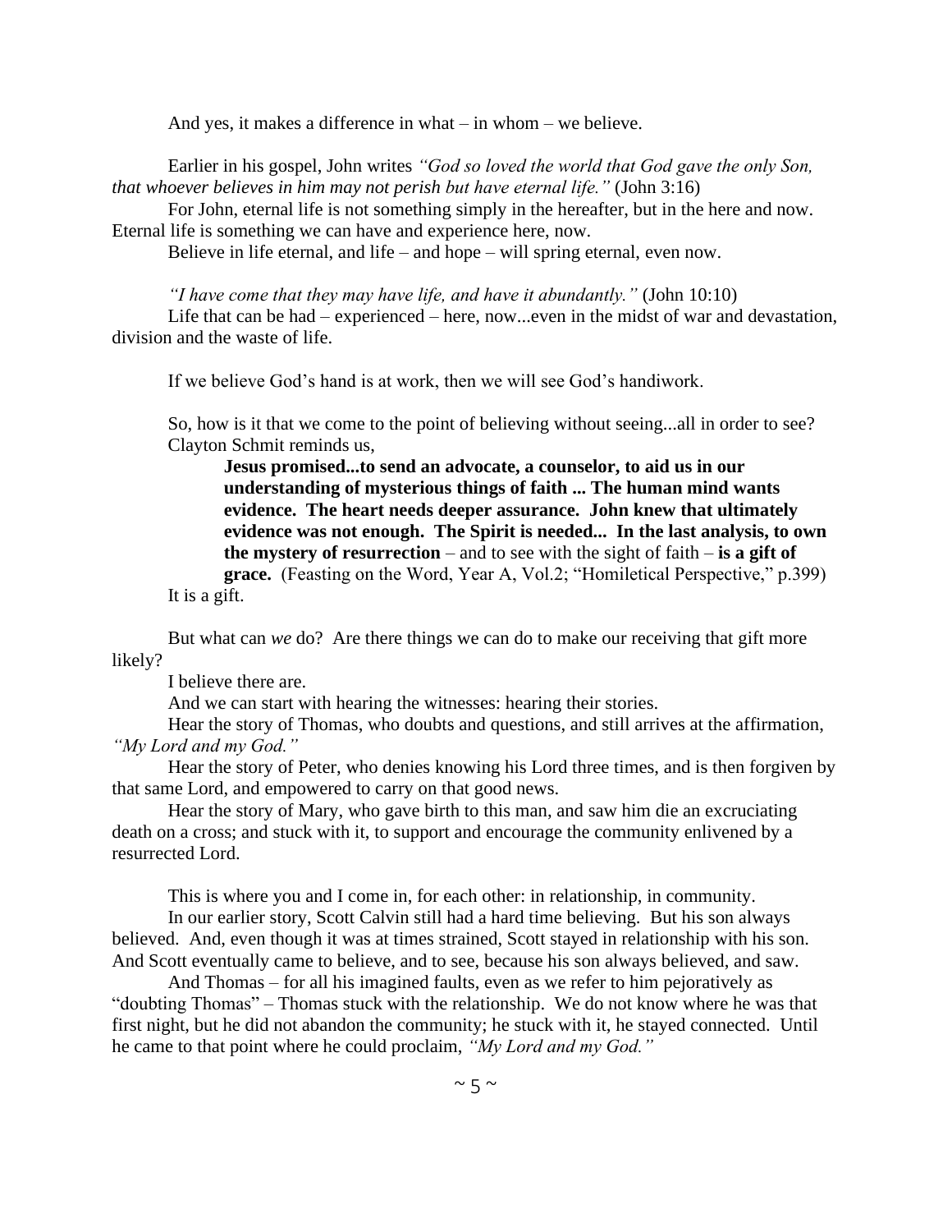And yes, it makes a difference in what – in whom – we believe.

Earlier in his gospel, John writes *"God so loved the world that God gave the only Son, that whoever believes in him may not perish but have eternal life."* (John 3:16)

For John, eternal life is not something simply in the hereafter, but in the here and now. Eternal life is something we can have and experience here, now.

Believe in life eternal, and life – and hope – will spring eternal, even now.

*"I have come that they may have life, and have it abundantly."* (John 10:10)

Life that can be had – experienced – here, now...even in the midst of war and devastation, division and the waste of life.

If we believe God's hand is at work, then we will see God's handiwork.

So, how is it that we come to the point of believing without seeing...all in order to see? Clayton Schmit reminds us,

> **Jesus promised...to send an advocate, a counselor, to aid us in our understanding of mysterious things of faith ... The human mind wants evidence. The heart needs deeper assurance. John knew that ultimately evidence was not enough. The Spirit is needed... In the last analysis, to own the mystery of resurrection** – and to see with the sight of faith – **is a gift of grace.** (Feasting on the Word, Year A, Vol.2; "Homiletical Perspective," p.399)

It is a gift.

But what can *we* do? Are there things we can do to make our receiving that gift more likely?

I believe there are.

And we can start with hearing the witnesses: hearing their stories.

Hear the story of Thomas, who doubts and questions, and still arrives at the affirmation, *"My Lord and my God."*

Hear the story of Peter, who denies knowing his Lord three times, and is then forgiven by that same Lord, and empowered to carry on that good news.

Hear the story of Mary, who gave birth to this man, and saw him die an excruciating death on a cross; and stuck with it, to support and encourage the community enlivened by a resurrected Lord.

This is where you and I come in, for each other: in relationship, in community.

In our earlier story, Scott Calvin still had a hard time believing. But his son always believed. And, even though it was at times strained, Scott stayed in relationship with his son. And Scott eventually came to believe, and to see, because his son always believed, and saw.

And Thomas – for all his imagined faults, even as we refer to him pejoratively as "doubting Thomas" – Thomas stuck with the relationship. We do not know where he was that first night, but he did not abandon the community; he stuck with it, he stayed connected. Until he came to that point where he could proclaim, *"My Lord and my God."*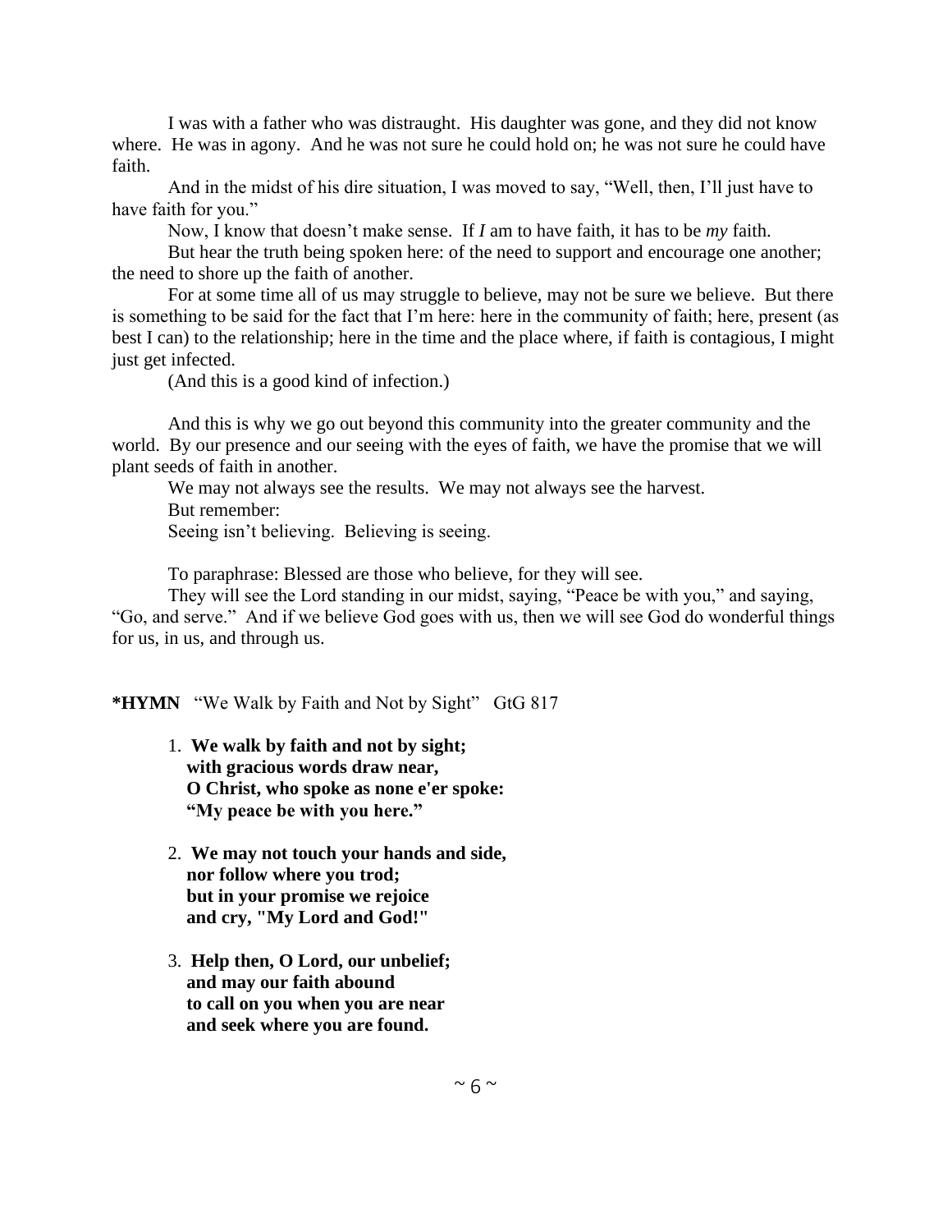I was with a father who was distraught. His daughter was gone, and they did not know where. He was in agony. And he was not sure he could hold on; he was not sure he could have faith.

And in the midst of his dire situation, I was moved to say, "Well, then, I'll just have to have faith for you."

Now, I know that doesn't make sense. If *I* am to have faith, it has to be *my* faith.

But hear the truth being spoken here: of the need to support and encourage one another; the need to shore up the faith of another.

For at some time all of us may struggle to believe, may not be sure we believe. But there is something to be said for the fact that I'm here: here in the community of faith; here, present (as best I can) to the relationship; here in the time and the place where, if faith is contagious, I might just get infected.

(And this is a good kind of infection.)

And this is why we go out beyond this community into the greater community and the world. By our presence and our seeing with the eyes of faith, we have the promise that we will plant seeds of faith in another.

We may not always see the results. We may not always see the harvest.

But remember:

Seeing isn't believing. Believing is seeing.

To paraphrase: Blessed are those who believe, for they will see.

They will see the Lord standing in our midst, saying, "Peace be with you," and saying, "Go, and serve." And if we believe God goes with us, then we will see God do wonderful things for us, in us, and through us.

**\*HYMN** "We Walk by Faith and Not by Sight" GtG 817

1. **We walk by faith and not by sight;**
   **with gracious words draw near,**
   **O Christ, who spoke as none e'er spoke:**
   **"My peace be with you here."**

2. **We may not touch your hands and side,**
   **nor follow where you trod;**
   **but in your promise we rejoice**
   **and cry, "My Lord and God!"**

3. **Help then, O Lord, our unbelief;**
   **and may our faith abound**
   **to call on you when you are near**
   **and seek where you are found.**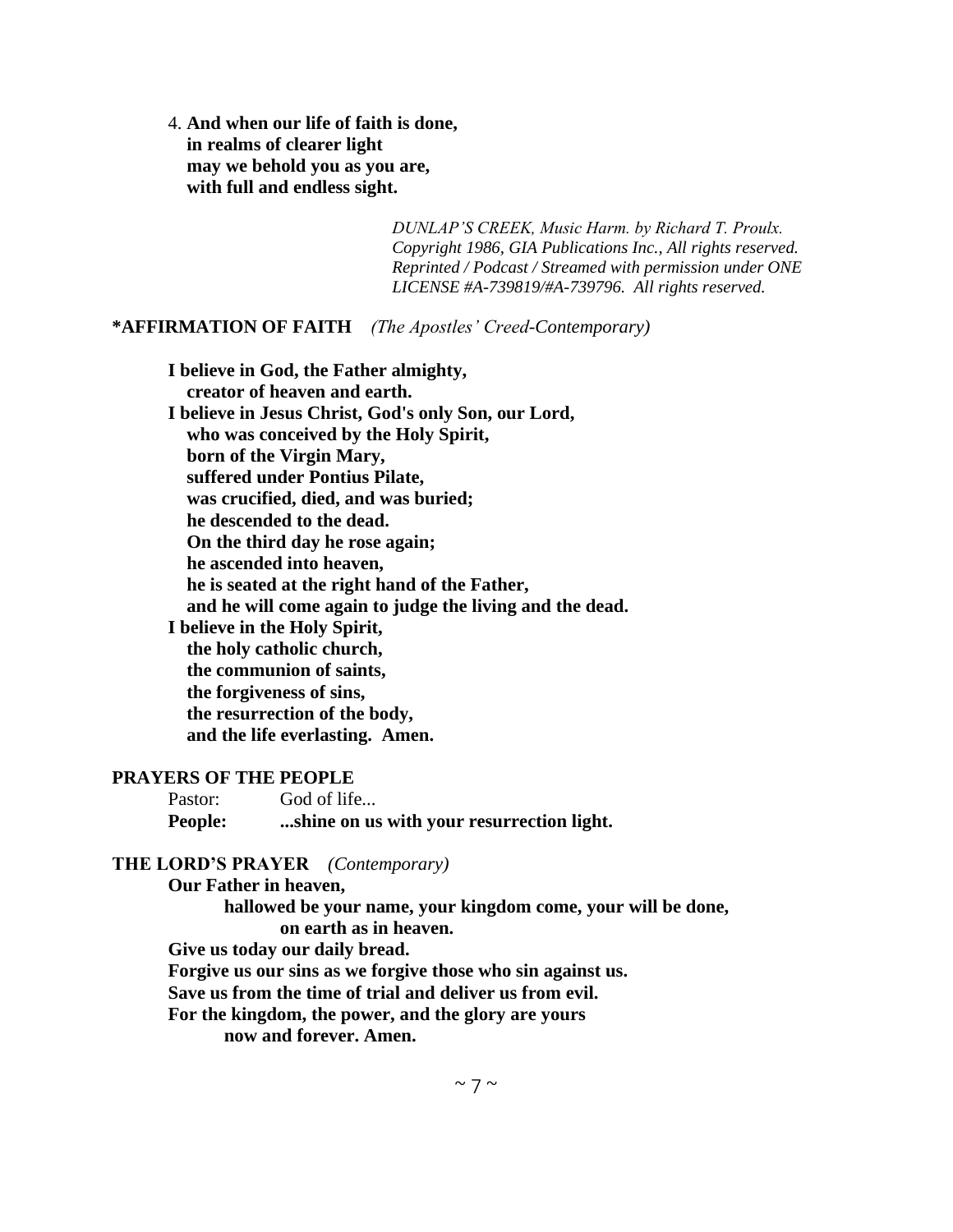4. **And when our life of faith is done,**
**in realms of clearer light**
**may we behold you as you are,**
**with full and endless sight.**

*DUNLAP'S CREEK, Music Harm. by Richard T. Proulx.*
*Copyright 1986, GIA Publications Inc., All rights reserved.*
*Reprinted / Podcast / Streamed with permission under ONE LICENSE #A-739819/#A-739796. All rights reserved.*

**\*AFFIRMATION OF FAITH** *(The Apostles' Creed-Contemporary)*

**I believe in God, the Father almighty,**
**creator of heaven and earth.**
**I believe in Jesus Christ, God's only Son, our Lord,**
**who was conceived by the Holy Spirit,**
**born of the Virgin Mary,**
**suffered under Pontius Pilate,**
**was crucified, died, and was buried;**
**he descended to the dead.**
**On the third day he rose again;**
**he ascended into heaven,**
**he is seated at the right hand of the Father,**
**and he will come again to judge the living and the dead.**
**I believe in the Holy Spirit,**
**the holy catholic church,**
**the communion of saints,**
**the forgiveness of sins,**
**the resurrection of the body,**
**and the life everlasting. Amen.**

**PRAYERS OF THE PEOPLE**

Pastor: God of life...
**People: ...shine on us with your resurrection light.**

**THE LORD'S PRAYER** *(Contemporary)*

**Our Father in heaven,**
**hallowed be your name, your kingdom come, your will be done,**
**on earth as in heaven.**
**Give us today our daily bread.**
**Forgive us our sins as we forgive those who sin against us.**
**Save us from the time of trial and deliver us from evil.**
**For the kingdom, the power, and the glory are yours**
**now and forever. Amen.**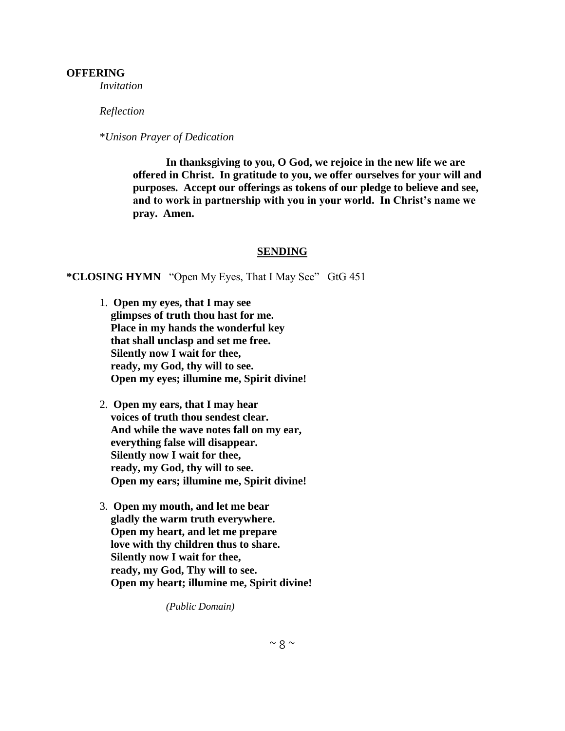**OFFERING**

*Invitation*

*Reflection*

*Unison Prayer of Dedication

**In thanksgiving to you, O God, we rejoice in the new life we are offered in Christ. In gratitude to you, we offer ourselves for your will and purposes. Accept our offerings as tokens of our pledge to believe and see, and to work in partnership with you in your world. In Christ's name we pray. Amen.**

## SENDING

**\*CLOSING HYMN** "Open My Eyes, That I May See" GtG 451

1. **Open my eyes, that I may see**
   **glimpses of truth thou hast for me.**
   **Place in my hands the wonderful key**
   **that shall unclasp and set me free.**
   **Silently now I wait for thee,**
   **ready, my God, thy will to see.**
   **Open my eyes; illumine me, Spirit divine!**

2. **Open my ears, that I may hear**
   **voices of truth thou sendest clear.**
   **And while the wave notes fall on my ear,**
   **everything false will disappear.**
   **Silently now I wait for thee,**
   **ready, my God, thy will to see.**
   **Open my ears; illumine me, Spirit divine!**

3. **Open my mouth, and let me bear**
   **gladly the warm truth everywhere.**
   **Open my heart, and let me prepare**
   **love with thy children thus to share.**
   **Silently now I wait for thee,**
   **ready, my God, Thy will to see.**
   **Open my heart; illumine me, Spirit divine!**

*(Public Domain)*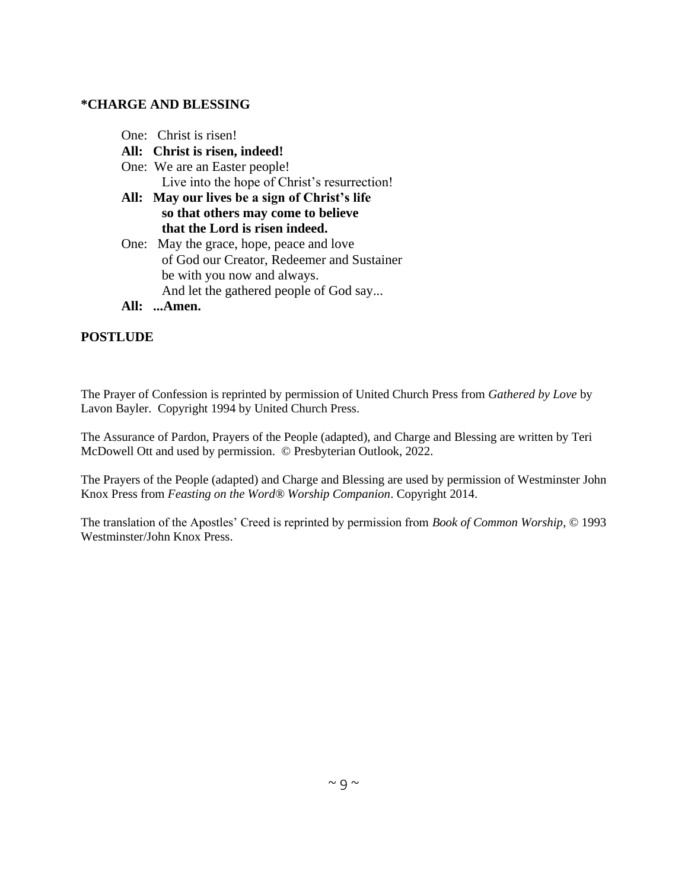## *CHARGE AND BLESSING

One: Christ is risen!
**All: Christ is risen, indeed!**
One: We are an Easter people!
Live into the hope of Christ's resurrection!
**All: May our lives be a sign of Christ's life
so that others may come to believe
that the Lord is risen indeed.**
One: May the grace, hope, peace and love
of God our Creator, Redeemer and Sustainer
be with you now and always.
And let the gathered people of God say...
**All: ...Amen.**

## POSTLUDE

The Prayer of Confession is reprinted by permission of United Church Press from *Gathered by Love* by Lavon Bayler. Copyright 1994 by United Church Press.

The Assurance of Pardon, Prayers of the People (adapted), and Charge and Blessing are written by Teri McDowell Ott and used by permission. © Presbyterian Outlook, 2022.

The Prayers of the People (adapted) and Charge and Blessing are used by permission of Westminster John Knox Press from *Feasting on the Word® Worship Companion*. Copyright 2014.

The translation of the Apostles' Creed is reprinted by permission from *Book of Common Worship*, © 1993 Westminster/John Knox Press.